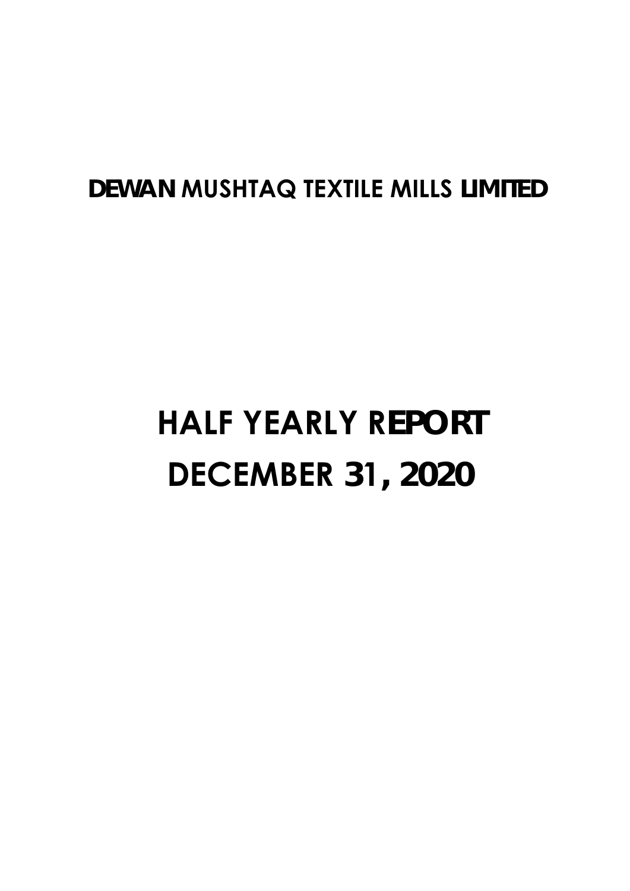# DEWAN MUSHTAQ TEXTILE MILLS LIMITED

# HALF YEARLY REPORT
# DECEMBER 31, 2020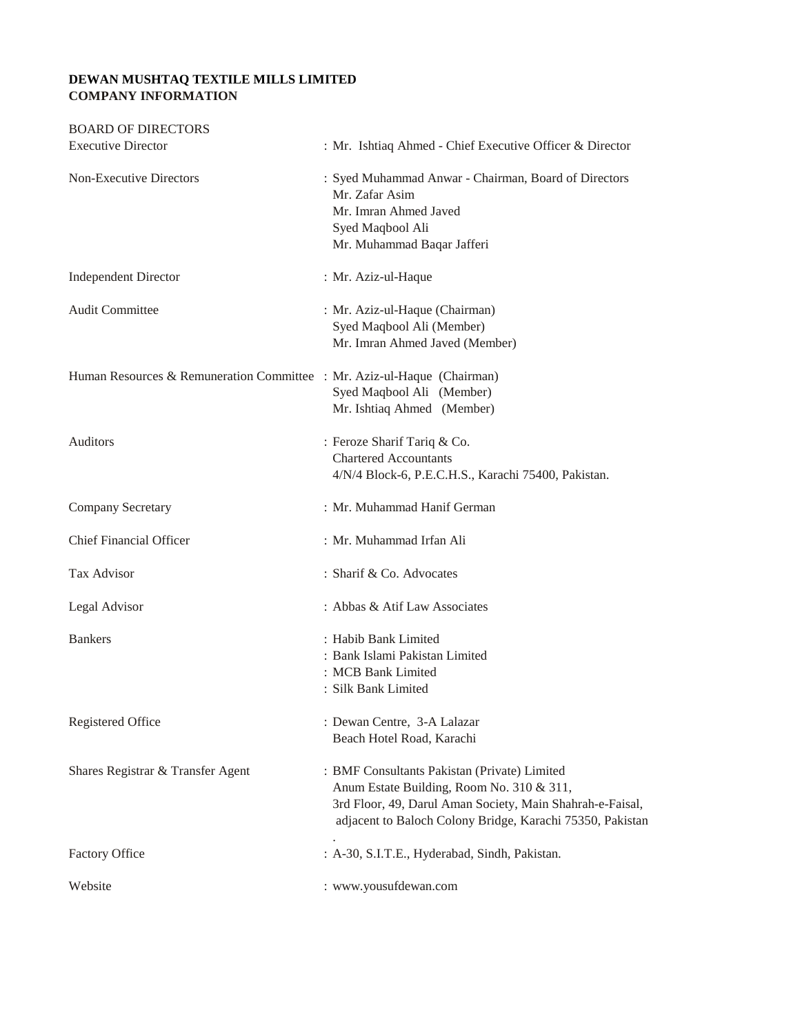**DEWAN MUSHTAQ TEXTILE MILLS LIMITED**
**COMPANY INFORMATION**

BOARD OF DIRECTORS

| | |
|---|---|
| Executive Director | : Mr. Ishtiaq Ahmed - Chief Executive Officer & Director |
| Non-Executive Directors | : Syed Muhammad Anwar - Chairman, Board of Directors<br>Mr. Zafar Asim<br>Mr. Imran Ahmed Javed<br>Syed Maqbool Ali<br>Mr. Muhammad Baqar Jafferi |
| Independent Director | : Mr. Aziz-ul-Haque |
| Audit Committee | : Mr. Aziz-ul-Haque (Chairman)<br>Syed Maqbool Ali (Member)<br>Mr. Imran Ahmed Javed (Member) |
| Human Resources & Remuneration Committee | : Mr. Aziz-ul-Haque (Chairman)<br>Syed Maqbool Ali (Member)<br>Mr. Ishtiaq Ahmed (Member) |
| Auditors | : Feroze Sharif Tariq & Co.<br>Chartered Accountants<br>4/N/4 Block-6, P.E.C.H.S., Karachi 75400, Pakistan. |
| Company Secretary | : Mr. Muhammad Hanif German |
| Chief Financial Officer | : Mr. Muhammad Irfan Ali |
| Tax Advisor | : Sharif & Co. Advocates |
| Legal Advisor | : Abbas & Atif Law Associates |
| Bankers | : Habib Bank Limited<br>: Bank Islami Pakistan Limited<br>: MCB Bank Limited<br>: Silk Bank Limited |
| Registered Office | : Dewan Centre, 3-A Lalazar<br>Beach Hotel Road, Karachi |
| Shares Registrar & Transfer Agent | : BMF Consultants Pakistan (Private) Limited<br>Anum Estate Building, Room No. 310 & 311,<br>3rd Floor, 49, Darul Aman Society, Main Shahrah-e-Faisal,<br>adjacent to Baloch Colony Bridge, Karachi 75350, Pakistan. |
| Factory Office | : A-30, S.I.T.E., Hyderabad, Sindh, Pakistan. |
| Website | : www.yousufdewan.com |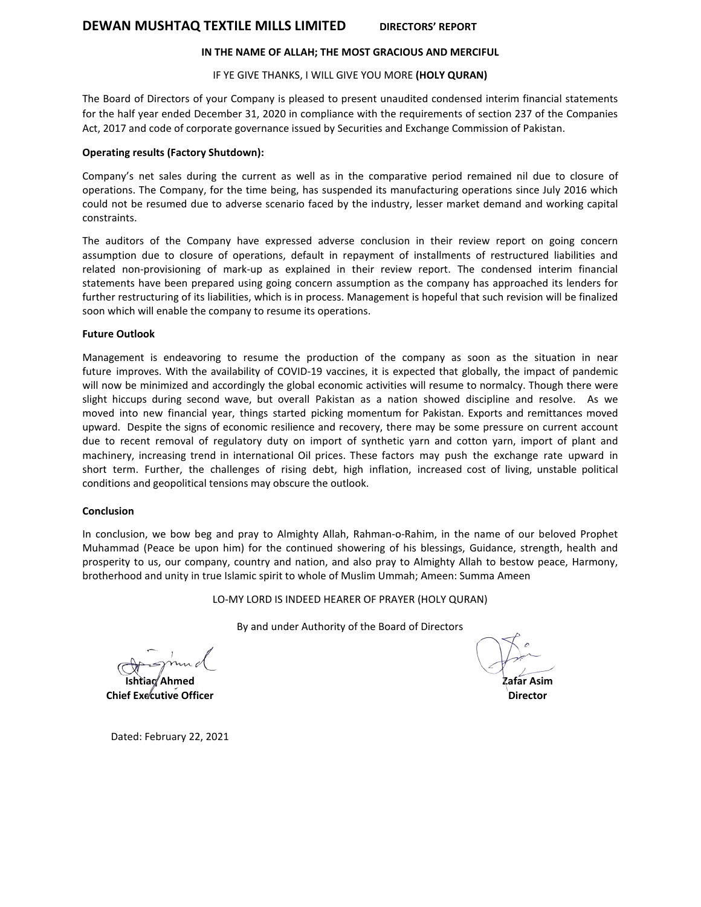# DEWAN MUSHTAQ TEXTILE MILLS LIMITED

## DIRECTORS' REPORT

**IN THE NAME OF ALLAH; THE MOST GRACIOUS AND MERCIFUL**

IF YE GIVE THANKS, I WILL GIVE YOU MORE **(HOLY QURAN)**

The Board of Directors of your Company is pleased to present unaudited condensed interim financial statements for the half year ended December 31, 2020 in compliance with the requirements of section 237 of the Companies Act, 2017 and code of corporate governance issued by Securities and Exchange Commission of Pakistan.

**Operating results (Factory Shutdown):**

Company's net sales during the current as well as in the comparative period remained nil due to closure of operations. The Company, for the time being, has suspended its manufacturing operations since July 2016 which could not be resumed due to adverse scenario faced by the industry, lesser market demand and working capital constraints.

The auditors of the Company have expressed adverse conclusion in their review report on going concern assumption due to closure of operations, default in repayment of installments of restructured liabilities and related non-provisioning of mark-up as explained in their review report. The condensed interim financial statements have been prepared using going concern assumption as the company has approached its lenders for further restructuring of its liabilities, which is in process. Management is hopeful that such revision will be finalized soon which will enable the company to resume its operations.

**Future Outlook**

Management is endeavoring to resume the production of the company as soon as the situation in near future improves. With the availability of COVID-19 vaccines, it is expected that globally, the impact of pandemic will now be minimized and accordingly the global economic activities will resume to normalcy. Though there were slight hiccups during second wave, but overall Pakistan as a nation showed discipline and resolve. As we moved into new financial year, things started picking momentum for Pakistan. Exports and remittances moved upward. Despite the signs of economic resilience and recovery, there may be some pressure on current account due to recent removal of regulatory duty on import of synthetic yarn and cotton yarn, import of plant and machinery, increasing trend in international Oil prices. These factors may push the exchange rate upward in short term. Further, the challenges of rising debt, high inflation, increased cost of living, unstable political conditions and geopolitical tensions may obscure the outlook.

**Conclusion**

In conclusion, we bow beg and pray to Almighty Allah, Rahman-o-Rahim, in the name of our beloved Prophet Muhammad (Peace be upon him) for the continued showering of his blessings, Guidance, strength, health and prosperity to us, our company, country and nation, and also pray to Almighty Allah to bestow peace, Harmony, brotherhood and unity in true Islamic spirit to whole of Muslim Ummah; Ameen: Summa Ameen

LO-MY LORD IS INDEED HEARER OF PRAYER (HOLY QURAN)

By and under Authority of the Board of Directors

**Ishtiaq Ahmed**
**Chief Executive Officer**

**Zafar Asim**
**Director**

Dated: February 22, 2021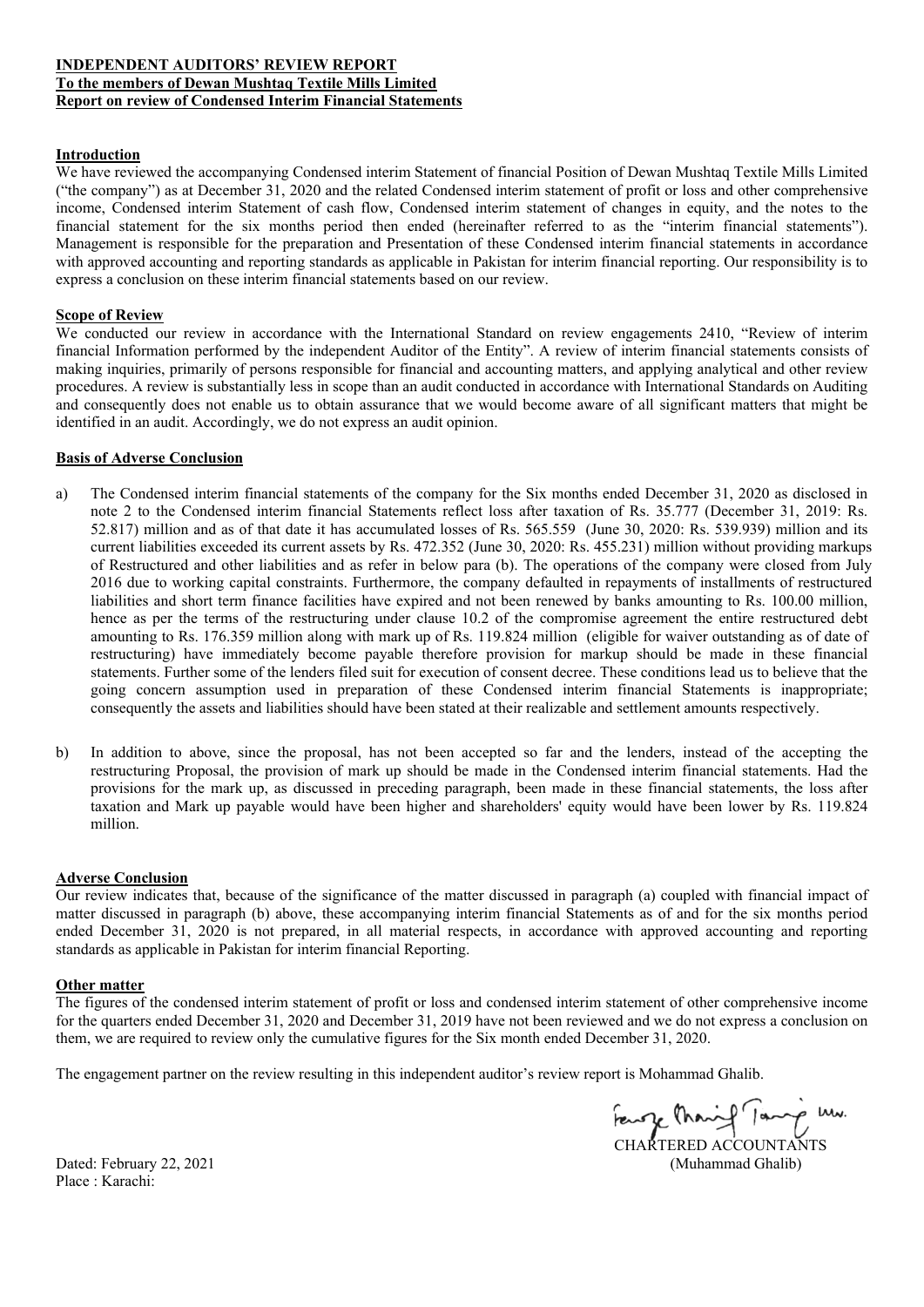**INDEPENDENT AUDITORS' REVIEW REPORT**
**To the members of Dewan Mushtaq Textile Mills Limited**
**Report on review of Condensed Interim Financial Statements**

**Introduction**

We have reviewed the accompanying Condensed interim Statement of financial Position of Dewan Mushtaq Textile Mills Limited ("the company") as at December 31, 2020 and the related Condensed interim statement of profit or loss and other comprehensive income, Condensed interim Statement of cash flow, Condensed interim statement of changes in equity, and the notes to the financial statement for the six months period then ended (hereinafter referred to as the "interim financial statements"). Management is responsible for the preparation and Presentation of these Condensed interim financial statements in accordance with approved accounting and reporting standards as applicable in Pakistan for interim financial reporting. Our responsibility is to express a conclusion on these interim financial statements based on our review.

**Scope of Review**

We conducted our review in accordance with the International Standard on review engagements 2410, "Review of interim financial Information performed by the independent Auditor of the Entity". A review of interim financial statements consists of making inquiries, primarily of persons responsible for financial and accounting matters, and applying analytical and other review procedures. A review is substantially less in scope than an audit conducted in accordance with International Standards on Auditing and consequently does not enable us to obtain assurance that we would become aware of all significant matters that might be identified in an audit. Accordingly, we do not express an audit opinion.

**Basis of Adverse Conclusion**

a) The Condensed interim financial statements of the company for the Six months ended December 31, 2020 as disclosed in note 2 to the Condensed interim financial Statements reflect loss after taxation of Rs. 35.777 (December 31, 2019: Rs. 52.817) million and as of that date it has accumulated losses of Rs. 565.559 (June 30, 2020: Rs. 539.939) million and its current liabilities exceeded its current assets by Rs. 472.352 (June 30, 2020: Rs. 455.231) million without providing markups of Restructured and other liabilities and as refer in below para (b). The operations of the company were closed from July 2016 due to working capital constraints. Furthermore, the company defaulted in repayments of installments of restructured liabilities and short term finance facilities have expired and not been renewed by banks amounting to Rs. 100.00 million, hence as per the terms of the restructuring under clause 10.2 of the compromise agreement the entire restructured debt amounting to Rs. 176.359 million along with mark up of Rs. 119.824 million (eligible for waiver outstanding as of date of restructuring) have immediately become payable therefore provision for markup should be made in these financial statements. Further some of the lenders filed suit for execution of consent decree. These conditions lead us to believe that the going concern assumption used in preparation of these Condensed interim financial Statements is inappropriate; consequently the assets and liabilities should have been stated at their realizable and settlement amounts respectively.

b) In addition to above, since the proposal, has not been accepted so far and the lenders, instead of the accepting the restructuring Proposal, the provision of mark up should be made in the Condensed interim financial statements. Had the provisions for the mark up, as discussed in preceding paragraph, been made in these financial statements, the loss after taxation and Mark up payable would have been higher and shareholders' equity would have been lower by Rs. 119.824 million.

**Adverse Conclusion**

Our review indicates that, because of the significance of the matter discussed in paragraph (a) coupled with financial impact of matter discussed in paragraph (b) above, these accompanying interim financial Statements as of and for the six months period ended December 31, 2020 is not prepared, in all material respects, in accordance with approved accounting and reporting standards as applicable in Pakistan for interim financial Reporting.

**Other matter**

The figures of the condensed interim statement of profit or loss and condensed interim statement of other comprehensive income for the quarters ended December 31, 2020 and December 31, 2019 have not been reviewed and we do not express a conclusion on them, we are required to review only the cumulative figures for the Six month ended December 31, 2020.

The engagement partner on the review resulting in this independent auditor's review report is Mohammad Ghalib.

CHARTERED ACCOUNTANTS
(Muhammad Ghalib)

Dated: February 22, 2021
Place : Karachi: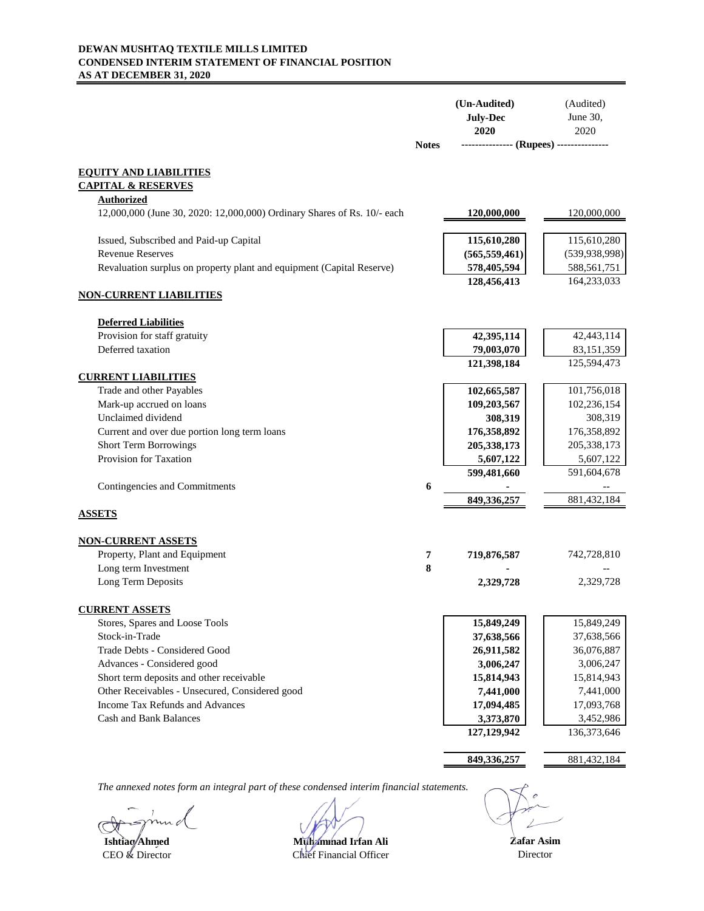# DEWAN MUSHTAQ TEXTILE MILLS LIMITED
## CONDENSED INTERIM STATEMENT OF FINANCIAL POSITION
## AS AT DECEMBER 31, 2020

| | Notes | (Un-Audited) July-Dec 2020 | (Audited) June 30, 2020 |
|---|---|---|---|
| | | --------------- (Rupees) --------------- | |
| **EQUITY AND LIABILITIES** | | | |
| **CAPITAL & RESERVES** | | | |
| **Authorized** | | | |
| 12,000,000 (June 30, 2020: 12,000,000) Ordinary Shares of Rs. 10/- each | | **120,000,000** | 120,000,000 |
| Issued, Subscribed and Paid-up Capital | | **115,610,280** | 115,610,280 |
| Revenue Reserves | | **(565,559,461)** | (539,938,998) |
| Revaluation surplus on property plant and equipment (Capital Reserve) | | **578,405,594** | 588,561,751 |
| | | **128,456,413** | 164,233,033 |
| **NON-CURRENT LIABILITIES** | | | |
| **Deferred Liabilities** | | | |
| Provision for staff gratuity | | **42,395,114** | 42,443,114 |
| Deferred taxation | | **79,003,070** | 83,151,359 |
| | | **121,398,184** | 125,594,473 |
| **CURRENT LIABILITIES** | | | |
| Trade and other Payables | | **102,665,587** | 101,756,018 |
| Mark-up accrued on loans | | **109,203,567** | 102,236,154 |
| Unclaimed dividend | | **308,319** | 308,319 |
| Current and over due portion long term loans | | **176,358,892** | 176,358,892 |
| Short Term Borrowings | | **205,338,173** | 205,338,173 |
| Provision for Taxation | | **5,607,122** | 5,607,122 |
| | | **599,481,660** | 591,604,678 |
| Contingencies and Commitments | 6 | **-** | -- |
| | | **849,336,257** | 881,432,184 |
| **ASSETS** | | | |
| **NON-CURRENT ASSETS** | | | |
| Property, Plant and Equipment | 7 | **719,876,587** | 742,728,810 |
| Long term Investment | 8 | **-** | -- |
| Long Term Deposits | | **2,329,728** | 2,329,728 |
| **CURRENT ASSETS** | | | |
| Stores, Spares and Loose Tools | | **15,849,249** | 15,849,249 |
| Stock-in-Trade | | **37,638,566** | 37,638,566 |
| Trade Debts - Considered Good | | **26,911,582** | 36,076,887 |
| Advances - Considered good | | **3,006,247** | 3,006,247 |
| Short term deposits and other receivable | | **15,814,943** | 15,814,943 |
| Other Receivables - Unsecured, Considered good | | **7,441,000** | 7,441,000 |
| Income Tax Refunds and Advances | | **17,094,485** | 17,093,768 |
| Cash and Bank Balances | | **3,373,870** | 3,452,986 |
| | | **127,129,942** | 136,373,646 |
| | | **849,336,257** | 881,432,184 |

*The annexed notes form an integral part of these condensed interim financial statements.*

| **Ishtiaq Ahmed** | **Muhammad Irfan Ali** | **Zafar Asim** |
|---|---|---|
| CEO & Director | Chief Financial Officer | Director |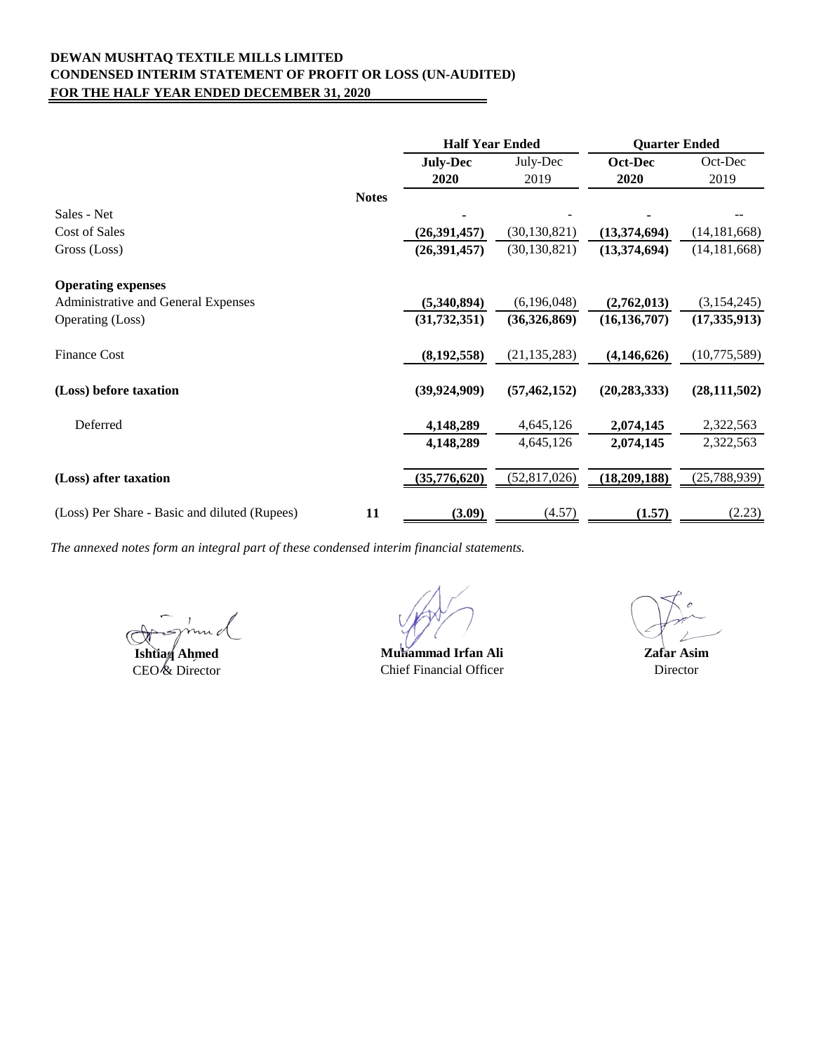**DEWAN MUSHTAQ TEXTILE MILLS LIMITED**
**CONDENSED INTERIM STATEMENT OF PROFIT OR LOSS (UN-AUDITED)**
**FOR THE HALF YEAR ENDED DECEMBER 31, 2020**

| | Notes | Half Year Ended | | Quarter Ended | |
|---|---|---|---|---|---|
| | | **July-Dec 2020** | July-Dec 2019 | **Oct-Dec 2020** | Oct-Dec 2019 |
| Sales - Net | | **-** | - | **-** | -- |
| Cost of Sales | | **(26,391,457)** | (30,130,821) | **(13,374,694)** | (14,181,668) |
| Gross (Loss) | | **(26,391,457)** | (30,130,821) | **(13,374,694)** | (14,181,668) |
| **Operating expenses** | | | | | |
| Administrative and General Expenses | | **(5,340,894)** | (6,196,048) | **(2,762,013)** | (3,154,245) |
| Operating (Loss) | | **(31,732,351)** | **(36,326,869)** | **(16,136,707)** | **(17,335,913)** |
| Finance Cost | | **(8,192,558)** | (21,135,283) | **(4,146,626)** | (10,775,589) |
| **(Loss) before taxation** | | **(39,924,909)** | **(57,462,152)** | **(20,283,333)** | **(28,111,502)** |
| Deferred | | **4,148,289** | 4,645,126 | **2,074,145** | 2,322,563 |
| | | **4,148,289** | 4,645,126 | **2,074,145** | 2,322,563 |
| **(Loss) after taxation** | | **(35,776,620)** | (52,817,026) | **(18,209,188)** | (25,788,939) |
| (Loss) Per Share - Basic and diluted (Rupees) | 11 | **(3.09)** | (4.57) | **(1.57)** | (2.23) |

*The annexed notes form an integral part of these condensed interim financial statements.*

| **Ishtiaq Ahmed** | **Muhammad Irfan Ali** | **Zafar Asim** |
|---|---|---|
| CEO & Director | Chief Financial Officer | Director |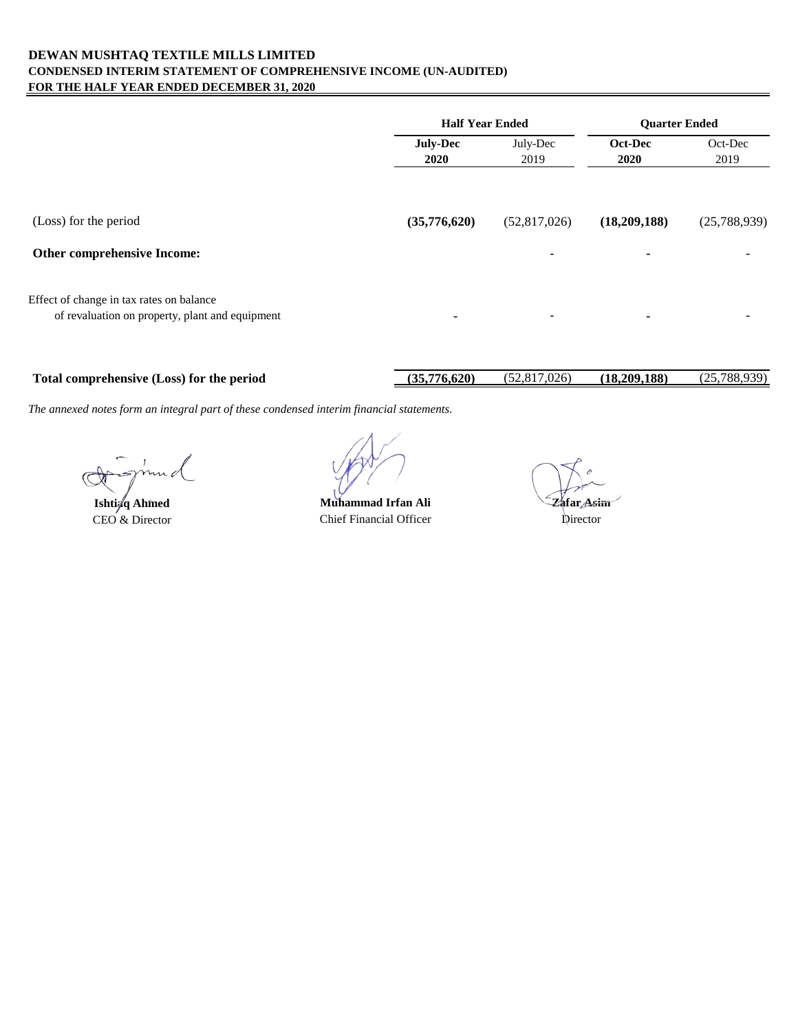**DEWAN MUSHTAQ TEXTILE MILLS LIMITED**
**CONDENSED INTERIM STATEMENT OF COMPREHENSIVE INCOME (UN-AUDITED)**
**FOR THE HALF YEAR ENDED DECEMBER 31, 2020**

| | **Half Year Ended** | | **Quarter Ended** | |
|---|---|---|---|---|
| | **July-Dec 2020** | July-Dec 2019 | **Oct-Dec 2020** | Oct-Dec 2019 |
| (Loss) for the period | **(35,776,620)** | (52,817,026) | **(18,209,188)** | (25,788,939) |
| **Other comprehensive Income:** | | - | **-** | - |
| Effect of change in tax rates on balance of revaluation on property, plant and equipment | **-** | - | **-** | - |
| **Total comprehensive (Loss) for the period** | **(35,776,620)** | (52,817,026) | **(18,209,188)** | (25,788,939) |

*The annexed notes form an integral part of these condensed interim financial statements.*

| **Ishtiaq Ahmed** | **Muhammad Irfan Ali** | **Zafar Asim** |
|---|---|---|
| CEO & Director | Chief Financial Officer | Director |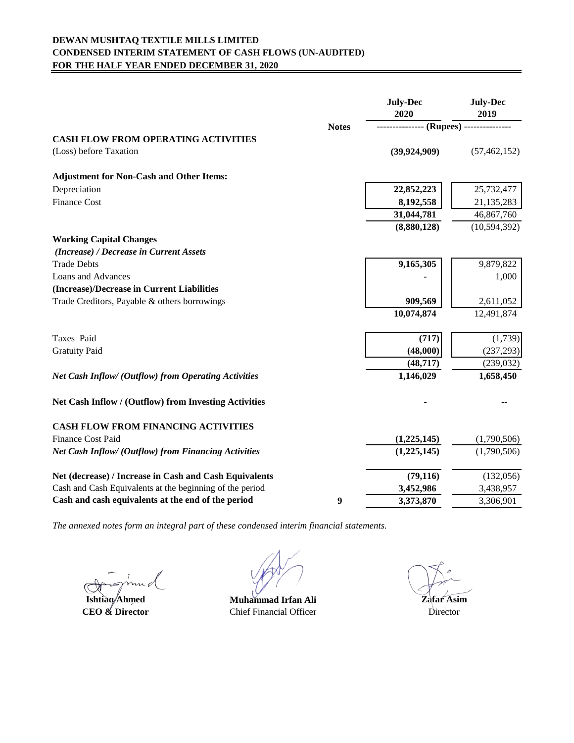# DEWAN MUSHTAQ TEXTILE MILLS LIMITED

## CONDENSED INTERIM STATEMENT OF CASH FLOWS (UN-AUDITED)

## FOR THE HALF YEAR ENDED DECEMBER 31, 2020

| | Notes | July-Dec 2020 | July-Dec 2019 |
|---|---|---|---|
| | | (Rupees) | |
| **CASH FLOW FROM OPERATING ACTIVITIES** | | | |
| (Loss) before Taxation | | **(39,924,909)** | (57,462,152) |
| **Adjustment for Non-Cash and Other Items:** | | | |
| Depreciation | | **22,852,223** | 25,732,477 |
| Finance Cost | | **8,192,558** | 21,135,283 |
| | | **31,044,781** | 46,867,760 |
| | | **(8,880,128)** | (10,594,392) |
| **Working Capital Changes** | | | |
| ***(Increase) / Decrease in Current Assets*** | | | |
| Trade Debts | | **9,165,305** | 9,879,822 |
| Loans and Advances | | **-** | 1,000 |
| **(Increase)/Decrease in Current Liabilities** | | | |
| Trade Creditors, Payable & others borrowings | | **909,569** | 2,611,052 |
| | | **10,074,874** | 12,491,874 |
| Taxes Paid | | **(717)** | (1,739) |
| Gratuity Paid | | **(48,000)** | (237,293) |
| | | **(48,717)** | (239,032) |
| ***Net Cash Inflow/ (Outflow) from Operating Activities*** | | **1,146,029** | **1,658,450** |
| **Net Cash Inflow / (Outflow) from Investing Activities** | | **-** | -- |
| **CASH FLOW FROM FINANCING ACTIVITIES** | | | |
| Finance Cost Paid | | **(1,225,145)** | (1,790,506) |
| ***Net Cash Inflow/ (Outflow) from Financing Activities*** | | **(1,225,145)** | (1,790,506) |
| **Net (decrease) / Increase in Cash and Cash Equivalents** | | **(79,116)** | (132,056) |
| Cash and Cash Equivalents at the beginning of the period | | **3,452,986** | 3,438,957 |
| **Cash and cash equivalents at the end of the period** | **9** | **3,373,870** | 3,306,901 |

*The annexed notes form an integral part of these condensed interim financial statements.*

| **Ishtiaq Ahmed** | **Muhammad Irfan Ali** | **Zafar Asim** |
|---|---|---|
| **CEO & Director** | Chief Financial Officer | Director |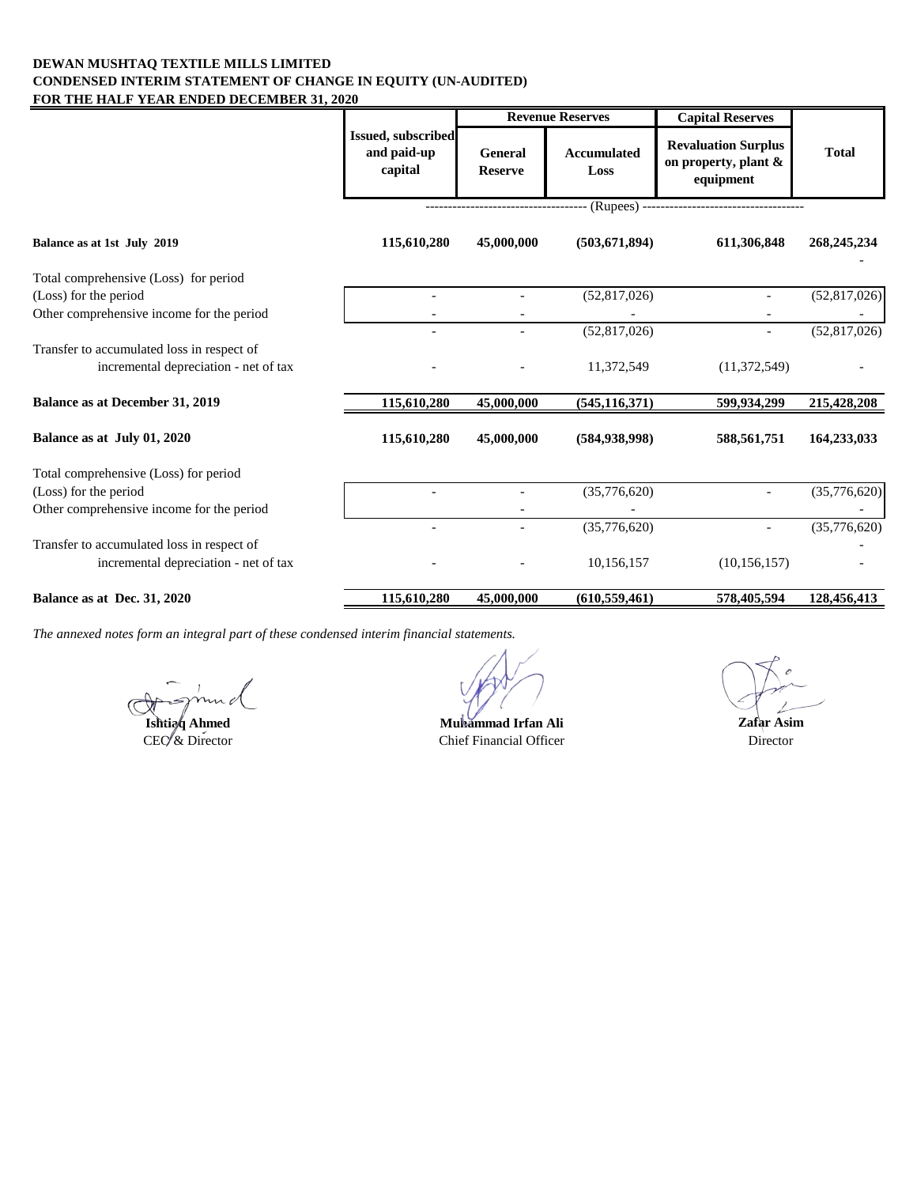**DEWAN MUSHTAQ TEXTILE MILLS LIMITED**
**CONDENSED INTERIM STATEMENT OF CHANGE IN EQUITY (UN-AUDITED)**
**FOR THE HALF YEAR ENDED DECEMBER 31, 2020**

| | Issued, subscribed and paid-up capital | Revenue Reserves | | Capital Reserves | Total |
|---|---|---|---|---|---|
| | | General Reserve | Accumulated Loss | Revaluation Surplus on property, plant & equipment | |
| | ------------------------------------ (Rupees) ------------------------------------ | | | | |
| **Balance as at 1st July 2019** | **115,610,280** | **45,000,000** | **(503,671,894)** | **611,306,848** | **268,245,234** |
| Total comprehensive (Loss) for period | | | | | |
| (Loss) for the period | - | - | (52,817,026) | - | (52,817,026) |
| Other comprehensive income for the period | - | - | - | - | - |
| | - | - | (52,817,026) | - | (52,817,026) |
| Transfer to accumulated loss in respect of incremental depreciation - net of tax | - | - | 11,372,549 | (11,372,549) | - |
| **Balance as at December 31, 2019** | **115,610,280** | **45,000,000** | **(545,116,371)** | **599,934,299** | **215,428,208** |
| **Balance as at July 01, 2020** | **115,610,280** | **45,000,000** | **(584,938,998)** | **588,561,751** | **164,233,033** |
| Total comprehensive (Loss) for period | | | | | |
| (Loss) for the period | - | - | (35,776,620) | - | (35,776,620) |
| Other comprehensive income for the period | | - | - | | - |
| | - | - | (35,776,620) | - | (35,776,620) |
| Transfer to accumulated loss in respect of incremental depreciation - net of tax | - | - | 10,156,157 | (10,156,157) | - |
| **Balance as at Dec. 31, 2020** | **115,610,280** | **45,000,000** | **(610,559,461)** | **578,405,594** | **128,456,413** |

*The annexed notes form an integral part of these condensed interim financial statements.*

**Ishtiaq Ahmed**
CEO & Director

**Muhammad Irfan Ali**
Chief Financial Officer

**Zafar Asim**
Director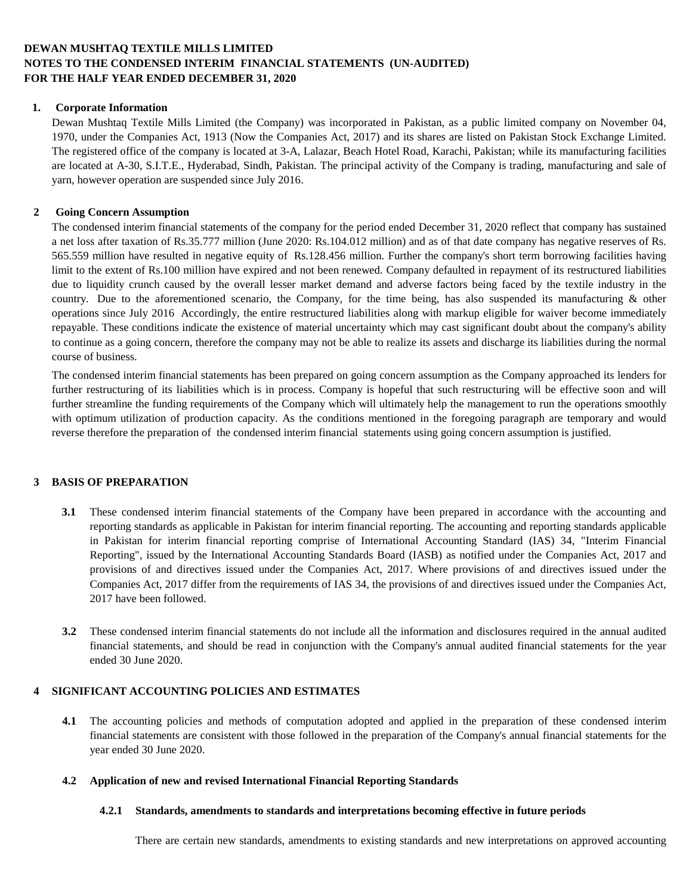**DEWAN MUSHTAQ TEXTILE MILLS LIMITED**
**NOTES TO THE CONDENSED INTERIM FINANCIAL STATEMENTS (UN-AUDITED)**
**FOR THE HALF YEAR ENDED DECEMBER 31, 2020**

## 1. Corporate Information

Dewan Mushtaq Textile Mills Limited (the Company) was incorporated in Pakistan, as a public limited company on November 04, 1970, under the Companies Act, 1913 (Now the Companies Act, 2017) and its shares are listed on Pakistan Stock Exchange Limited. The registered office of the company is located at 3-A, Lalazar, Beach Hotel Road, Karachi, Pakistan; while its manufacturing facilities are located at A-30, S.I.T.E., Hyderabad, Sindh, Pakistan. The principal activity of the Company is trading, manufacturing and sale of yarn, however operation are suspended since July 2016.

## 2 Going Concern Assumption

The condensed interim financial statements of the company for the period ended December 31, 2020 reflect that company has sustained a net loss after taxation of Rs.35.777 million (June 2020: Rs.104.012 million) and as of that date company has negative reserves of Rs. 565.559 million have resulted in negative equity of Rs.128.456 million. Further the company's short term borrowing facilities having limit to the extent of Rs.100 million have expired and not been renewed. Company defaulted in repayment of its restructured liabilities due to liquidity crunch caused by the overall lesser market demand and adverse factors being faced by the textile industry in the country. Due to the aforementioned scenario, the Company, for the time being, has also suspended its manufacturing & other operations since July 2016 Accordingly, the entire restructured liabilities along with markup eligible for waiver become immediately repayable. These conditions indicate the existence of material uncertainty which may cast significant doubt about the company's ability to continue as a going concern, therefore the company may not be able to realize its assets and discharge its liabilities during the normal course of business.

The condensed interim financial statements has been prepared on going concern assumption as the Company approached its lenders for further restructuring of its liabilities which is in process. Company is hopeful that such restructuring will be effective soon and will further streamline the funding requirements of the Company which will ultimately help the management to run the operations smoothly with optimum utilization of production capacity. As the conditions mentioned in the foregoing paragraph are temporary and would reverse therefore the preparation of the condensed interim financial statements using going concern assumption is justified.

## 3 BASIS OF PREPARATION

**3.1** These condensed interim financial statements of the Company have been prepared in accordance with the accounting and reporting standards as applicable in Pakistan for interim financial reporting. The accounting and reporting standards applicable in Pakistan for interim financial reporting comprise of International Accounting Standard (IAS) 34, "Interim Financial Reporting", issued by the International Accounting Standards Board (IASB) as notified under the Companies Act, 2017 and provisions of and directives issued under the Companies Act, 2017. Where provisions of and directives issued under the Companies Act, 2017 differ from the requirements of IAS 34, the provisions of and directives issued under the Companies Act, 2017 have been followed.

**3.2** These condensed interim financial statements do not include all the information and disclosures required in the annual audited financial statements, and should be read in conjunction with the Company's annual audited financial statements for the year ended 30 June 2020.

## 4 SIGNIFICANT ACCOUNTING POLICIES AND ESTIMATES

**4.1** The accounting policies and methods of computation adopted and applied in the preparation of these condensed interim financial statements are consistent with those followed in the preparation of the Company's annual financial statements for the year ended 30 June 2020.

### 4.2 Application of new and revised International Financial Reporting Standards

#### 4.2.1 Standards, amendments to standards and interpretations becoming effective in future periods

There are certain new standards, amendments to existing standards and new interpretations on approved accounting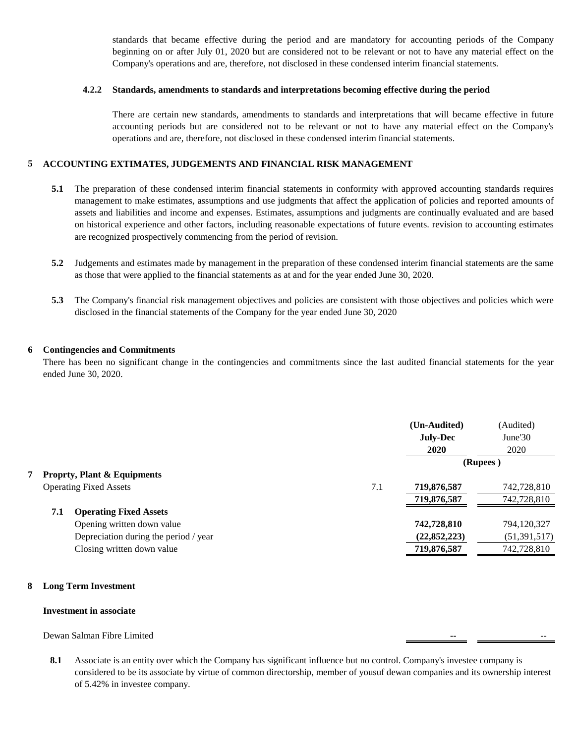standards that became effective during the period and are mandatory for accounting periods of the Company beginning on or after July 01, 2020 but are considered not to be relevant or not to have any material effect on the Company's operations and are, therefore, not disclosed in these condensed interim financial statements.

#### 4.2.2 Standards, amendments to standards and interpretations becoming effective during the period

There are certain new standards, amendments to standards and interpretations that will became effective in future accounting periods but are considered not to be relevant or not to have any material effect on the Company's operations and are, therefore, not disclosed in these condensed interim financial statements.

## 5 ACCOUNTING EXTIMATES, JUDGEMENTS AND FINANCIAL RISK MANAGEMENT

**5.1** The preparation of these condensed interim financial statements in conformity with approved accounting standards requires management to make estimates, assumptions and use judgments that affect the application of policies and reported amounts of assets and liabilities and income and expenses. Estimates, assumptions and judgments are continually evaluated and are based on historical experience and other factors, including reasonable expectations of future events. revision to accounting estimates are recognized prospectively commencing from the period of revision.

**5.2** Judgements and estimates made by management in the preparation of these condensed interim financial statements are the same as those that were applied to the financial statements as at and for the year ended June 30, 2020.

**5.3** The Company's financial risk management objectives and policies are consistent with those objectives and policies which were disclosed in the financial statements of the Company for the year ended June 30, 2020

## 6 Contingencies and Commitments

There has been no significant change in the contingencies and commitments since the last audited financial statements for the year ended June 30, 2020.

| | | Note | (Un-Audited) July-Dec 2020 | (Audited) June'30 2020 |
|---|---|---|---|---|
| | | | (Rupees ) | |
| **7** | **Proprty, Plant & Equipments** | | | |
| | Operating Fixed Assets | 7.1 | **719,876,587** | 742,728,810 |
| | | | **719,876,587** | 742,728,810 |
| **7.1** | **Operating Fixed Assets** | | | |
| | Opening written down value | | **742,728,810** | 794,120,327 |
| | Depreciation during the period / year | | **(22,852,223)** | (51,391,517) |
| | Closing written down value | | **719,876,587** | 742,728,810 |

## 8 Long Term Investment

**Investment in associate**

| | | |
|---|---|---|
| Dewan Salman Fibre Limited | -- | -- |

**8.1** Associate is an entity over which the Company has significant influence but no control. Company's investee company is considered to be its associate by virtue of common directorship, member of yousuf dewan companies and its ownership interest of 5.42% in investee company.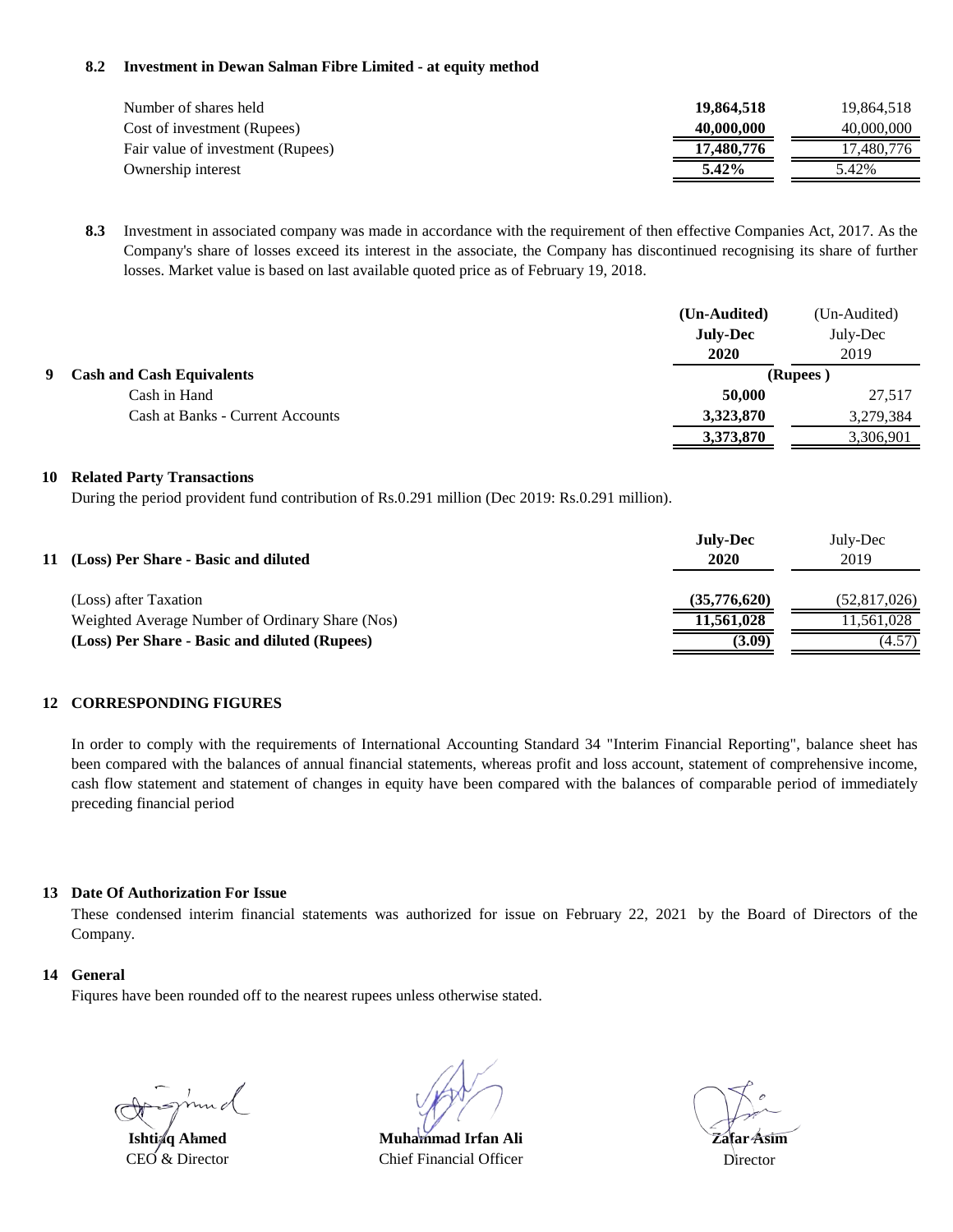#### 8.2 Investment in Dewan Salman Fibre Limited - at equity method

| | | |
|---|---|---|
| Number of shares held | **19,864,518** | 19,864,518 |
| Cost of investment (Rupees) | **40,000,000** | 40,000,000 |
| Fair value of investment (Rupees) | **17,480,776** | 17,480,776 |
| Ownership interest | **5.42%** | 5.42% |

**8.3** Investment in associated company was made in accordance with the requirement of then effective Companies Act, 2017. As the Company's share of losses exceed its interest in the associate, the Company has discontinued recognising its share of further losses. Market value is based on last available quoted price as of February 19, 2018.

| | **(Un-Audited) July-Dec 2020** | (Un-Audited) July-Dec 2019 |
|---|---|---|
| **9 Cash and Cash Equivalents** | **(Rupees )** | |
| Cash in Hand | **50,000** | 27,517 |
| Cash at Banks - Current Accounts | **3,323,870** | 3,279,384 |
| | **3,373,870** | 3,306,901 |

### 10 Related Party Transactions

During the period provident fund contribution of Rs.0.291 million (Dec 2019: Rs.0.291 million).

| **11 (Loss) Per Share - Basic and diluted** | **July-Dec 2020** | July-Dec 2019 |
|---|---|---|
| (Loss) after Taxation | **(35,776,620)** | (52,817,026) |
| Weighted Average Number of Ordinary Share (Nos) | **11,561,028** | 11,561,028 |
| **(Loss) Per Share - Basic and diluted (Rupees)** | **(3.09)** | (4.57) |

### 12 CORRESPONDING FIGURES

In order to comply with the requirements of International Accounting Standard 34 "Interim Financial Reporting", balance sheet has been compared with the balances of annual financial statements, whereas profit and loss account, statement of comprehensive income, cash flow statement and statement of changes in equity have been compared with the balances of comparable period of immediately preceding financial period

### 13 Date Of Authorization For Issue

These condensed interim financial statements was authorized for issue on February 22, 2021 by the Board of Directors of the Company.

### 14 General

Fiqures have been rounded off to the nearest rupees unless otherwise stated.

| **Ishtiaq Ahmed** | **Muhammad Irfan Ali** | **Zafar Asim** |
|---|---|---|
| CEO & Director | Chief Financial Officer | Director |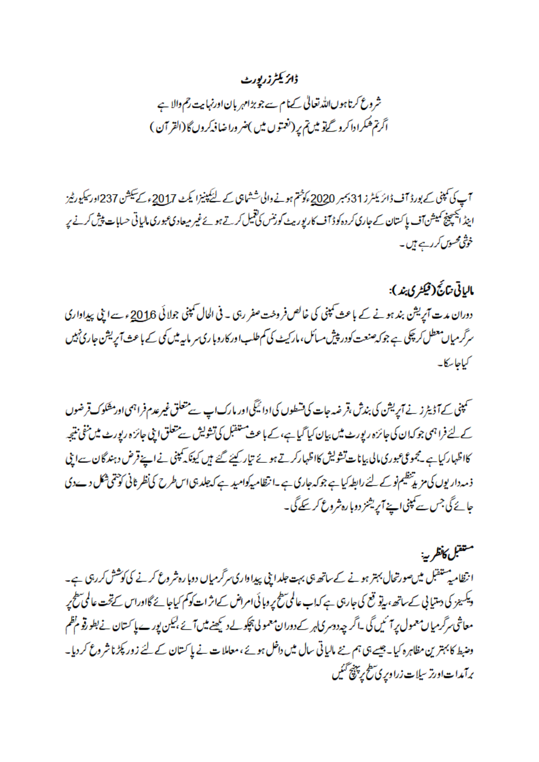# ڈائریکٹرز رپورٹ

شروع کرتا ہوں اللہ تعالیٰ کے نام سے جو بڑا مہربان اور نہایت رحم والا ہے

اگر تم شکر ادا کرو گے تو میں تم پر (نعمتوں میں) ضرور اضافہ کروں گا (القرآن)

آپ کی کمپنی کے بورڈ آف ڈائریکٹرز 31 دسمبر 2020ء کو ختم ہونے والی ششماہی کے لئے کمپنیز ایکٹ 2017ء کے سیکشن 237 اور سیکیورٹیز اینڈ ایکسچینج کمیشن آف پاکستان کے جاری کردہ کوڈ آف کارپوریٹ گورننس کی تعمیل کرتے ہوئے غیر میعادی عبوری مالیاتی حسابات پیش کرنے پر خوشی محسوس کر رہے ہیں۔

## مالیاتی نتائج (فیکٹری بند):

دوران مدت آپریشن بند ہونے کے باعث کمپنی کی خالص فروخت صفر رہی۔ فی الحال کمپنی جولائی 2016ء سے اپنی پیداواری سرگرمیاں معطل کر چکی ہے جو کہ صنعت کو درپیش مسائل، مارکیٹ کی کم طلب اور کاروباری سرمایہ میں کمی کے باعث آپریشن جاری نہیں کیا جا سکا۔

کمپنی کے آڈیٹرز نے آپریشن کی بندش، قرضہ جات کی قسطوں کی ادائیگی اور مارک اپ سے متعلق غیر عدم فراہمی اور مشکوک قرضوں کے لئے فراہمی جو کہ ان کی جائزہ رپورٹ میں بیان کیا گیا ہے، کے باعث مستقبل کی تشویش سے متعلق اپنی جائزہ رپورٹ میں منفی نتیجہ کا اظہار کیا ہے۔ مجموعی عبوری مالی بیانات تشویش کا اظہار کرتے ہوئے تیار کیئے گئے ہیں کیونکہ کمپنی نے اپنے قرض دہندگان سے اپنی ذمہ داریوں کی مزید تنظیم نو کے لئے رابطہ کیا ہے جو کہ جاری ہے۔ انتظامیہ کو امید ہے کہ جلد ہی اس طرح کی نظر ثانی کو حتمی شکل دے دی جائے گی جس سے کمپنی اپنے آپریشنز دوبارہ شروع کر سکے گی۔

## مستقبل کا نظریہ:

انتظامیہ مستقبل میں صورتحال بہتر ہونے کے ساتھ ہی بہت جلد اپنی پیداواری سرگرمیاں دوبارہ شروع کرنے کی کوشش کر رہی ہے۔ ویکسینز کی دستیابی کے ساتھ، یہ توقع کی جا رہی ہے کہ اب عالمی سطح پر وبائی امراض کے اثرات کو کم کیا جائے گا اور اس کے تحت عالمی سطح پر معاشی سرگرمیاں معمول پر آئیں گی۔ اگرچہ دوسری لہر کے دوران معمولی ہچکولے دیکھنے میں آئے، لیکن پورے پاکستان نے بطور قوم نظم و ضبط کا بہترین مظاہرہ کیا۔ جیسے ہی ہم نئے مالیاتی سال میں داخل ہوئے، معاملات نے پاکستان کے لئے زور پکڑنا شروع کر دیا۔ برآمدات اور ترسیلات زر اوپری سطح پر پہنچ گئیں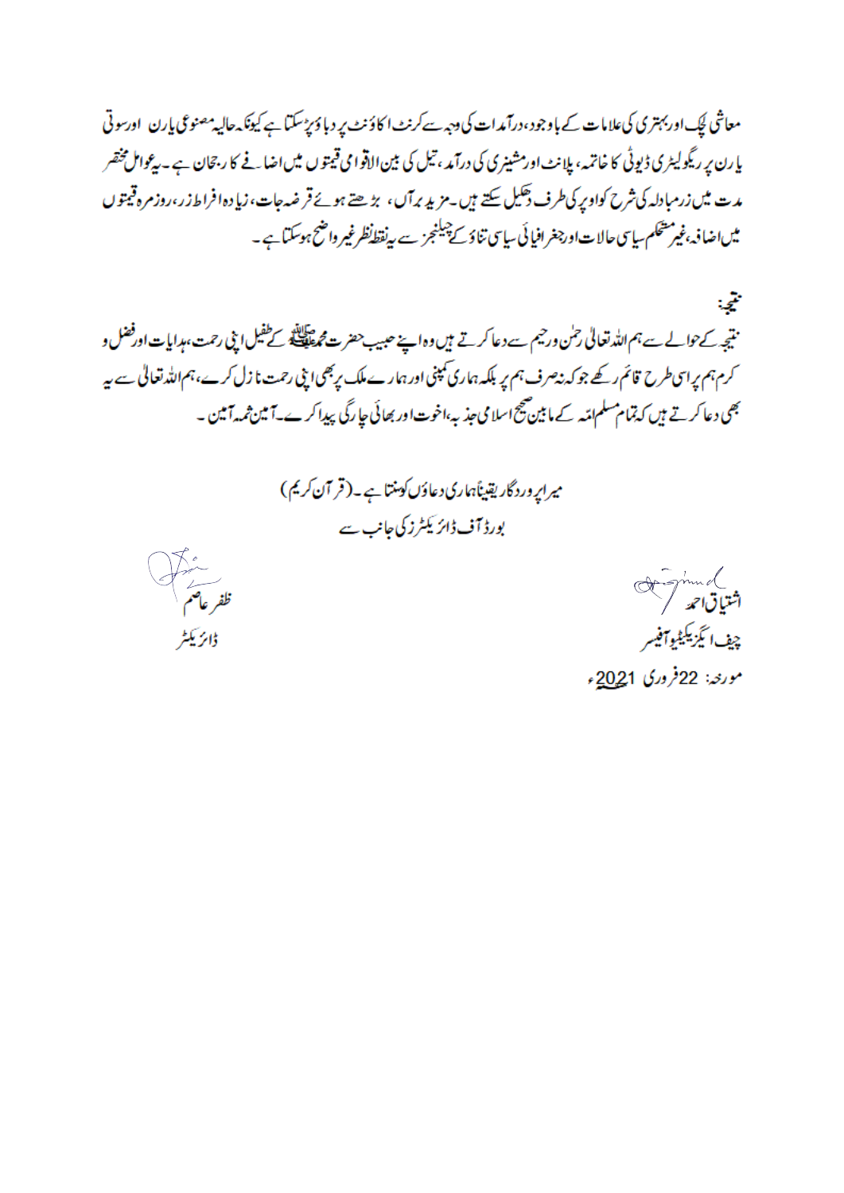معاشی لچک اور بہتری کی علامات کے باوجود، درآمدات کی وجہ سے کرنٹ اکاؤنٹ پر دباؤ پڑ سکتا ہے کیونکہ حالیہ مصنوعی یارن اور سوتی یارن پر ریگولیٹری ڈیوٹی کا خاتمہ، پلانٹ اور مشینری کی درآمد، تیل کی بین الاقوامی قیمتوں میں اضافے کا رجحان ہے۔ یہ عوامل مختصر مدت میں زرمبادلہ کی شرح کو اوپر کی طرف دھکیل سکتے ہیں۔ مزید برآں، بڑھتے ہوئے قرضہ جات، زیادہ افراط زر، روزمرہ قیمتوں میں اضافہ، غیر مستحکم سیاسی حالات اور جغرافیائی سیاسی تناؤ کے چیلنجز سے یہ نقطہ نظر غیر واضح ہو سکتا ہے۔

## نتیجہ:

نتیجہ کے حوالے سے ہم اللہ تعالیٰ رحمٰن ورحیم سے دعا کرتے ہیں وہ اپنے حبیب حضرت محمد ﷺ کے طفیل اپنی رحمت، ہدایات اور فضل و کرم ہم پر اسی طرح قائم رکھے جو کہ نہ صرف ہم پر بلکہ ہماری کمپنی اور ہمارے ملک پر بھی اپنی رحمت نازل کرے، ہم اللہ تعالیٰ سے یہ بھی دعا کرتے ہیں کہ تمام مسلم امہ کے مابین صحیح اسلامی جذبہ، اخوت اور بھائی چارگی پیدا کرے۔ آمین ثمہ آمین۔

میرا پروردگار یقیناً ہماری دعاؤں کو سنتا ہے۔ (قرآن کریم)

بورڈ آف ڈائریکٹرز کی جانب سے

اشتیاق احمد
چیف ایگزیکٹیو آفیسر
مورخہ: 22 فروری 2021ء

ظفر عاصم
ڈائریکٹر